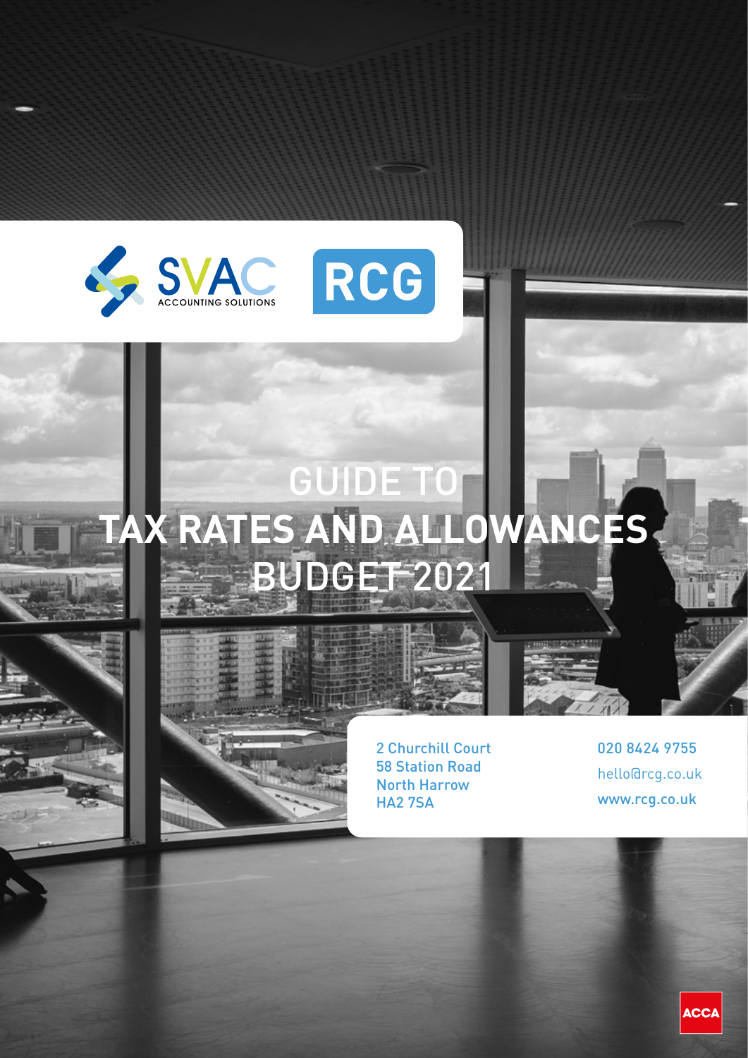SVAC ACCOUNTING SOLUTIONS

RCG

# GUIDE TO TAX RATES AND ALLOWANCES BUDGET 2021

2 Churchill Court
58 Station Road
North Harrow
HA2 7SA

020 8424 9755
hello@rcg.co.uk
www.rcg.co.uk

ACCA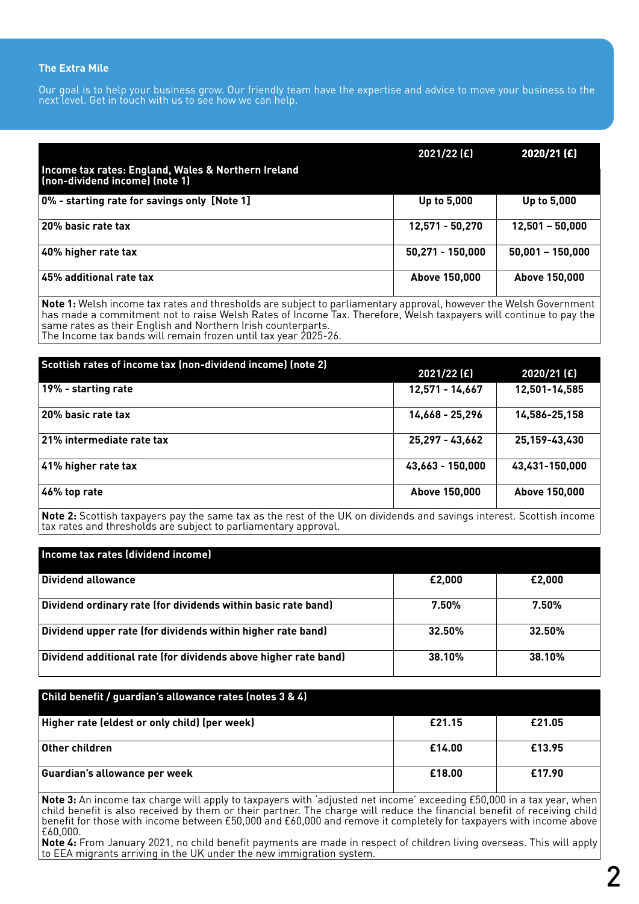## The Extra Mile

Our goal is to help your business grow. Our friendly team have the expertise and advice to move your business to the next level. Get in touch with us to see how we can help.

| Income tax rates: England, Wales & Northern Ireland (non-dividend income) (note 1) | 2021/22 (£) | 2020/21 (£) |
|---|---|---|
| 0% - starting rate for savings only [Note 1] | Up to 5,000 | Up to 5,000 |
| 20% basic rate tax | 12,571 - 50,270 | 12,501 – 50,000 |
| 40% higher rate tax | 50,271 - 150,000 | 50,001 – 150,000 |
| 45% additional rate tax | Above 150,000 | Above 150,000 |

**Note 1:** Welsh income tax rates and thresholds are subject to parliamentary approval, however the Welsh Government has made a commitment not to raise Welsh Rates of Income Tax. Therefore, Welsh taxpayers will continue to pay the same rates as their English and Northern Irish counterparts.
The Income tax bands will remain frozen until tax year 2025-26.

| Scottish rates of income tax (non-dividend income) (note 2) | 2021/22 (£) | 2020/21 (£) |
|---|---|---|
| 19% - starting rate | 12,571 - 14,667 | 12,501-14,585 |
| 20% basic rate tax | 14,668 - 25,296 | 14,586-25,158 |
| 21% intermediate rate tax | 25,297 - 43,662 | 25,159-43,430 |
| 41% higher rate tax | 43,663 - 150,000 | 43,431-150,000 |
| 46% top rate | Above 150,000 | Above 150,000 |

**Note 2:** Scottish taxpayers pay the same tax as the rest of the UK on dividends and savings interest. Scottish income tax rates and thresholds are subject to parliamentary approval.

| Income tax rates (dividend income) | | |
|---|---|---|
| Dividend allowance | £2,000 | £2,000 |
| Dividend ordinary rate (for dividends within basic rate band) | 7.50% | 7.50% |
| Dividend upper rate (for dividends within higher rate band) | 32.50% | 32.50% |
| Dividend additional rate (for dividends above higher rate band) | 38.10% | 38.10% |

| Child benefit / guardian's allowance rates (notes 3 & 4) | | |
|---|---|---|
| Higher rate (eldest or only child) (per week) | £21.15 | £21.05 |
| Other children | £14.00 | £13.95 |
| Guardian's allowance per week | £18.00 | £17.90 |

**Note 3:** An income tax charge will apply to taxpayers with 'adjusted net income' exceeding £50,000 in a tax year, when child benefit is also received by them or their partner. The charge will reduce the financial benefit of receiving child benefit for those with income between £50,000 and £60,000 and remove it completely for taxpayers with income above £60,000.
**Note 4:** From January 2021, no child benefit payments are made in respect of children living overseas. This will apply to EEA migrants arriving in the UK under the new immigration system.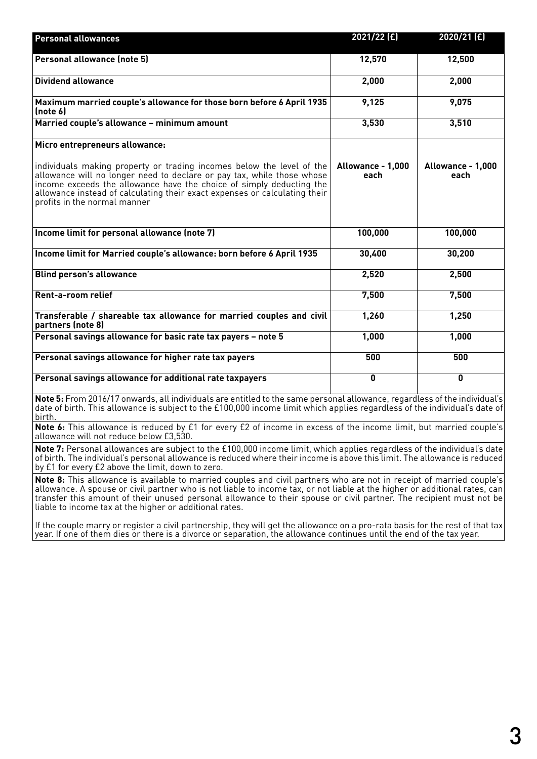| **Personal allowances** | **2021/22 (£)** | **2020/21 (£)** |
|---|---|---|
| **Personal allowance (note 5)** | **12,570** | **12,500** |
| **Dividend allowance** | **2,000** | **2,000** |
| **Maximum married couple's allowance for those born before 6 April 1935 (note 6)** | **9,125** | **9,075** |
| **Married couple's allowance – minimum amount** | **3,530** | **3,510** |
| **Micro entrepreneurs allowance:** individuals making property or trading incomes below the level of the allowance will no longer need to declare or pay tax, while those whose income exceeds the allowance have the choice of simply deducting the allowance instead of calculating their exact expenses or calculating their profits in the normal manner | **Allowance - 1,000 each** | **Allowance - 1,000 each** |
| **Income limit for personal allowance (note 7)** | **100,000** | **100,000** |
| **Income limit for Married couple's allowance: born before 6 April 1935** | **30,400** | **30,200** |
| **Blind person's allowance** | **2,520** | **2,500** |
| **Rent-a-room relief** | **7,500** | **7,500** |
| **Transferable / shareable tax allowance for married couples and civil partners (note 8)** | **1,260** | **1,250** |
| **Personal savings allowance for basic rate tax payers – note 5** | **1,000** | **1,000** |
| **Personal savings allowance for higher rate tax payers** | **500** | **500** |
| **Personal savings allowance for additional rate taxpayers** | **0** | **0** |

**Note 5:** From 2016/17 onwards, all individuals are entitled to the same personal allowance, regardless of the individual's date of birth. This allowance is subject to the £100,000 income limit which applies regardless of the individual's date of birth.

**Note 6:** This allowance is reduced by £1 for every £2 of income in excess of the income limit, but married couple's allowance will not reduce below £3,530.

**Note 7:** Personal allowances are subject to the £100,000 income limit, which applies regardless of the individual's date of birth. The individual's personal allowance is reduced where their income is above this limit. The allowance is reduced by £1 for every £2 above the limit, down to zero.

**Note 8:** This allowance is available to married couples and civil partners who are not in receipt of married couple's allowance. A spouse or civil partner who is not liable to income tax, or not liable at the higher or additional rates, can transfer this amount of their unused personal allowance to their spouse or civil partner. The recipient must not be liable to income tax at the higher or additional rates.

If the couple marry or register a civil partnership, they will get the allowance on a pro-rata basis for the rest of that tax year. If one of them dies or there is a divorce or separation, the allowance continues until the end of the tax year.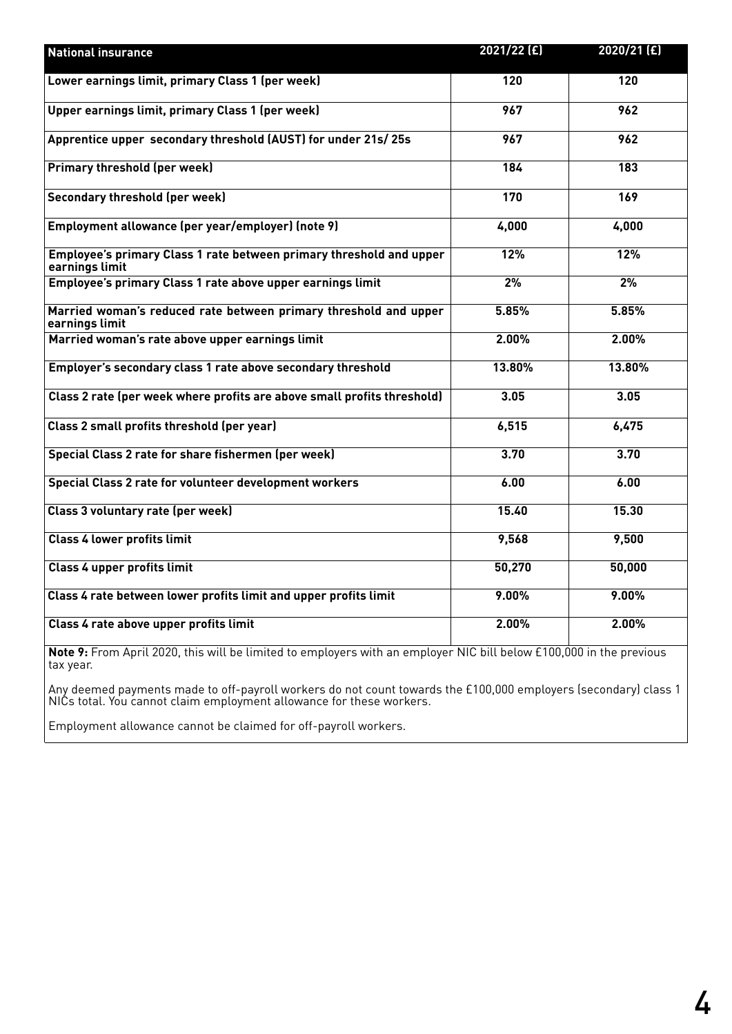| National insurance | 2021/22 (£) | 2020/21 (£) |
|---|---|---|
| Lower earnings limit, primary Class 1 (per week) | 120 | 120 |
| Upper earnings limit, primary Class 1 (per week) | 967 | 962 |
| Apprentice upper secondary threshold (AUST) for under 21s/ 25s | 967 | 962 |
| Primary threshold (per week) | 184 | 183 |
| Secondary threshold (per week) | 170 | 169 |
| Employment allowance (per year/employer) (note 9) | 4,000 | 4,000 |
| Employee's primary Class 1 rate between primary threshold and upper earnings limit | 12% | 12% |
| Employee's primary Class 1 rate above upper earnings limit | 2% | 2% |
| Married woman's reduced rate between primary threshold and upper earnings limit | 5.85% | 5.85% |
| Married woman's rate above upper earnings limit | 2.00% | 2.00% |
| Employer's secondary class 1 rate above secondary threshold | 13.80% | 13.80% |
| Class 2 rate (per week where profits are above small profits threshold) | 3.05 | 3.05 |
| Class 2 small profits threshold (per year) | 6,515 | 6,475 |
| Special Class 2 rate for share fishermen (per week) | 3.70 | 3.70 |
| Special Class 2 rate for volunteer development workers | 6.00 | 6.00 |
| Class 3 voluntary rate (per week) | 15.40 | 15.30 |
| Class 4 lower profits limit | 9,568 | 9,500 |
| Class 4 upper profits limit | 50,270 | 50,000 |
| Class 4 rate between lower profits limit and upper profits limit | 9.00% | 9.00% |
| Class 4 rate above upper profits limit | 2.00% | 2.00% |

**Note 9:** From April 2020, this will be limited to employers with an employer NIC bill below £100,000 in the previous tax year.

Any deemed payments made to off-payroll workers do not count towards the £100,000 employers (secondary) class 1 NICs total. You cannot claim employment allowance for these workers.

Employment allowance cannot be claimed for off-payroll workers.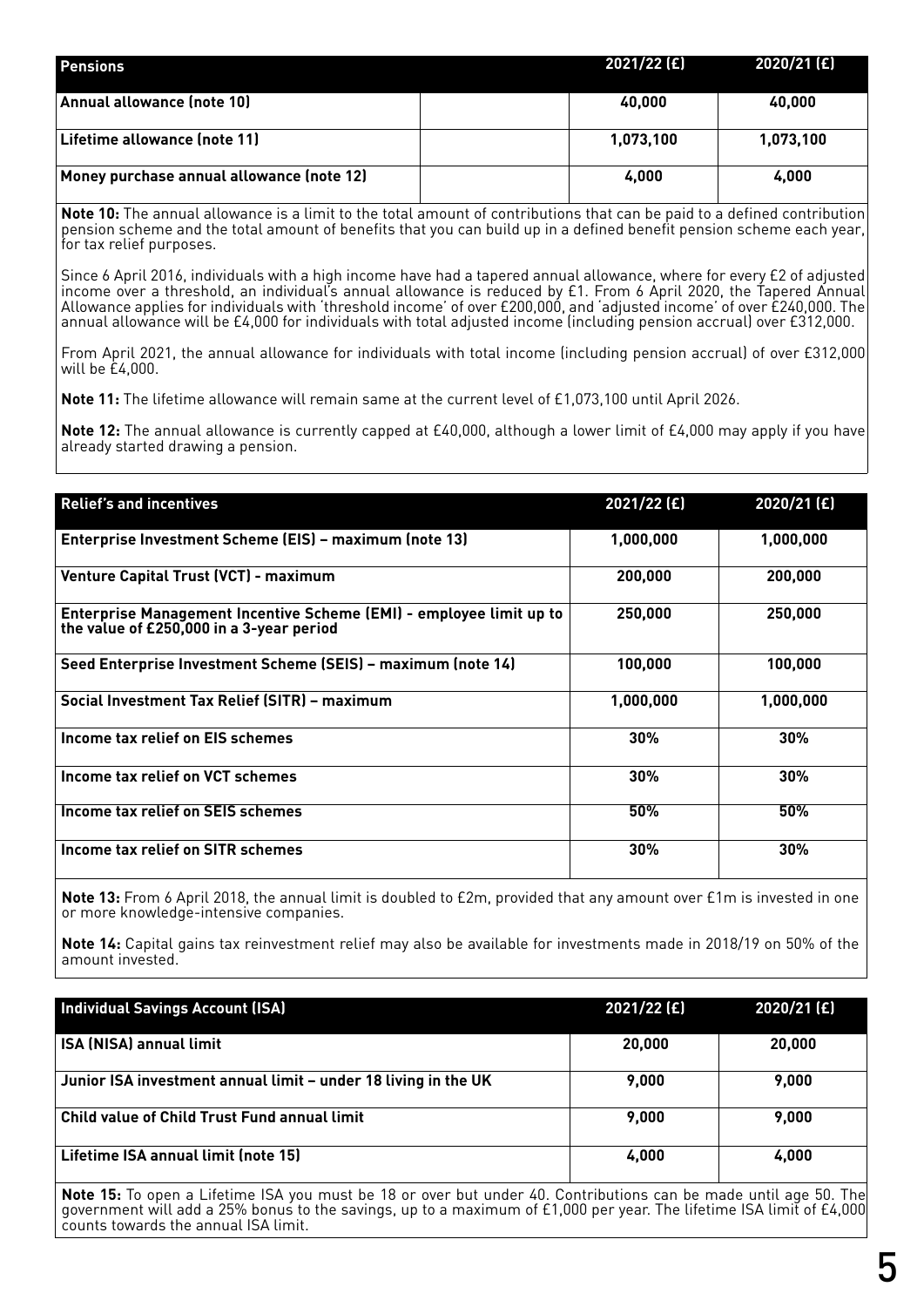| Pensions | | 2021/22 (£) | 2020/21 (£) |
|---|---|---|---|
| **Annual allowance (note 10)** | | **40,000** | **40,000** |
| **Lifetime allowance (note 11)** | | **1,073,100** | **1,073,100** |
| **Money purchase annual allowance (note 12)** | | **4,000** | **4,000** |

**Note 10:** The annual allowance is a limit to the total amount of contributions that can be paid to a defined contribution pension scheme and the total amount of benefits that you can build up in a defined benefit pension scheme each year, for tax relief purposes.

Since 6 April 2016, individuals with a high income have had a tapered annual allowance, where for every £2 of adjusted income over a threshold, an individual's annual allowance is reduced by £1. From 6 April 2020, the Tapered Annual Allowance applies for individuals with 'threshold income' of over £200,000, and 'adjusted income' of over £240,000. The annual allowance will be £4,000 for individuals with total adjusted income (including pension accrual) over £312,000.

From April 2021, the annual allowance for individuals with total income (including pension accrual) of over £312,000 will be £4,000.

**Note 11:** The lifetime allowance will remain same at the current level of £1,073,100 until April 2026.

**Note 12:** The annual allowance is currently capped at £40,000, although a lower limit of £4,000 may apply if you have already started drawing a pension.

| Relief's and incentives | 2021/22 (£) | 2020/21 (£) |
|---|---|---|
| **Enterprise Investment Scheme (EIS) – maximum (note 13)** | **1,000,000** | **1,000,000** |
| **Venture Capital Trust (VCT) - maximum** | **200,000** | **200,000** |
| **Enterprise Management Incentive Scheme (EMI) - employee limit up to the value of £250,000 in a 3-year period** | **250,000** | **250,000** |
| **Seed Enterprise Investment Scheme (SEIS) – maximum (note 14)** | **100,000** | **100,000** |
| **Social Investment Tax Relief (SITR) – maximum** | **1,000,000** | **1,000,000** |
| **Income tax relief on EIS schemes** | **30%** | **30%** |
| **Income tax relief on VCT schemes** | **30%** | **30%** |
| **Income tax relief on SEIS schemes** | **50%** | **50%** |
| **Income tax relief on SITR schemes** | **30%** | **30%** |

**Note 13:** From 6 April 2018, the annual limit is doubled to £2m, provided that any amount over £1m is invested in one or more knowledge-intensive companies.

**Note 14:** Capital gains tax reinvestment relief may also be available for investments made in 2018/19 on 50% of the amount invested.

| Individual Savings Account (ISA) | 2021/22 (£) | 2020/21 (£) |
|---|---|---|
| **ISA (NISA) annual limit** | **20,000** | **20,000** |
| **Junior ISA investment annual limit – under 18 living in the UK** | **9,000** | **9,000** |
| **Child value of Child Trust Fund annual limit** | **9,000** | **9,000** |
| **Lifetime ISA annual limit (note 15)** | **4,000** | **4,000** |

**Note 15:** To open a Lifetime ISA you must be 18 or over but under 40. Contributions can be made until age 50. The government will add a 25% bonus to the savings, up to a maximum of £1,000 per year. The lifetime ISA limit of £4,000 counts towards the annual ISA limit.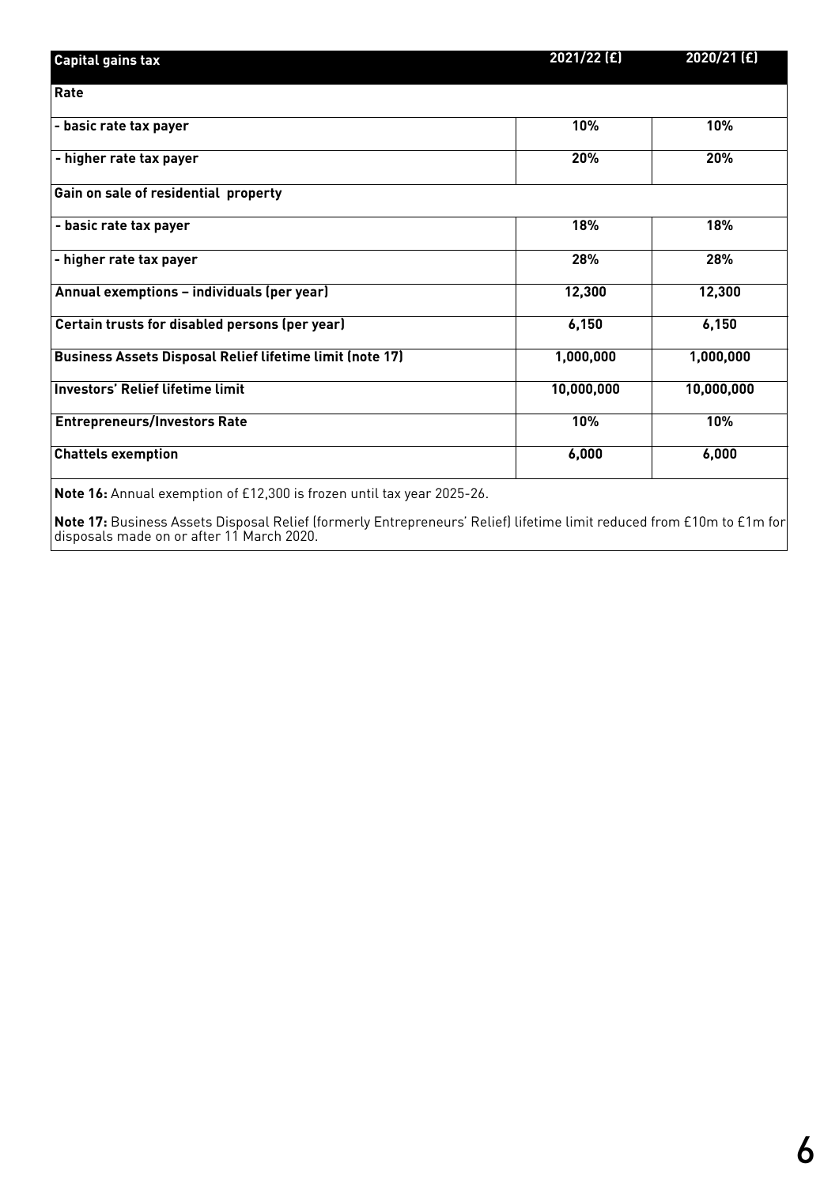| Capital gains tax | 2021/22 (£) | 2020/21 (£) |
| --- | --- | --- |
| **Rate** | | |
| **- basic rate tax payer** | **10%** | **10%** |
| **- higher rate tax payer** | **20%** | **20%** |
| **Gain on sale of residential property** | | |
| **- basic rate tax payer** | **18%** | **18%** |
| **- higher rate tax payer** | **28%** | **28%** |
| **Annual exemptions – individuals (per year)** | **12,300** | **12,300** |
| **Certain trusts for disabled persons (per year)** | **6,150** | **6,150** |
| **Business Assets Disposal Relief lifetime limit (note 17)** | **1,000,000** | **1,000,000** |
| **Investors' Relief lifetime limit** | **10,000,000** | **10,000,000** |
| **Entrepreneurs/Investors Rate** | **10%** | **10%** |
| **Chattels exemption** | **6,000** | **6,000** |

**Note 16:** Annual exemption of £12,300 is frozen until tax year 2025-26.

**Note 17:** Business Assets Disposal Relief (formerly Entrepreneurs' Relief) lifetime limit reduced from £10m to £1m for disposals made on or after 11 March 2020.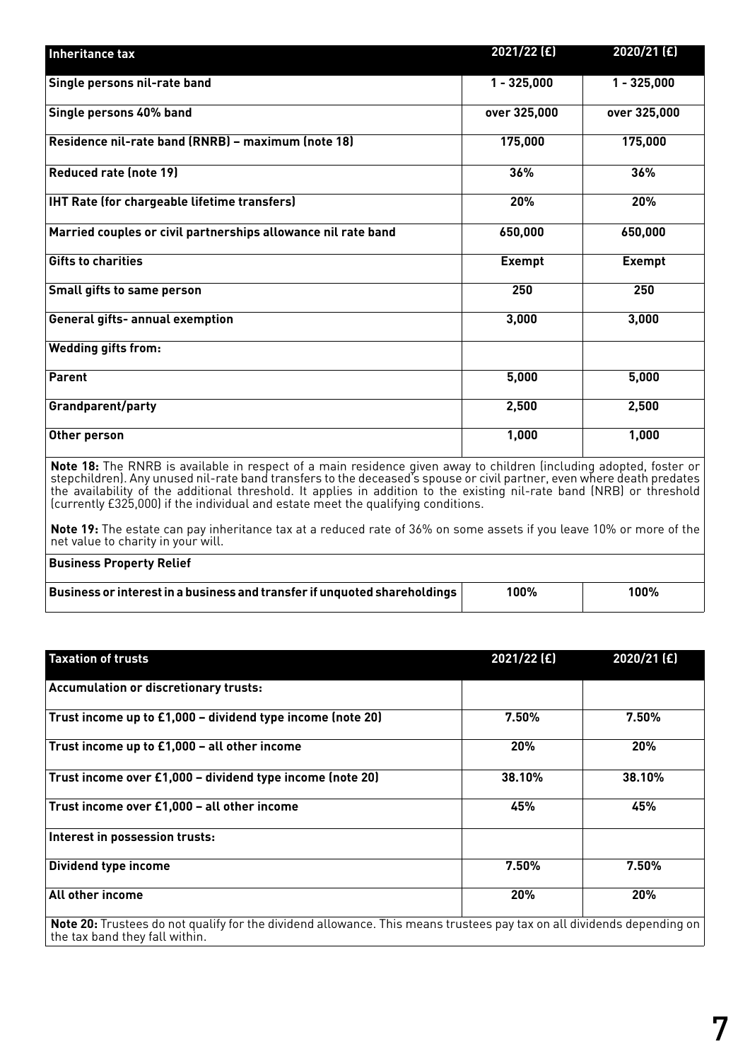| Inheritance tax | 2021/22 (£) | 2020/21 (£) |
|---|---|---|
| Single persons nil-rate band | 1 - 325,000 | 1 - 325,000 |
| Single persons 40% band | over 325,000 | over 325,000 |
| Residence nil-rate band (RNRB) – maximum (note 18) | 175,000 | 175,000 |
| Reduced rate (note 19) | 36% | 36% |
| IHT Rate (for chargeable lifetime transfers) | 20% | 20% |
| Married couples or civil partnerships allowance nil rate band | 650,000 | 650,000 |
| Gifts to charities | Exempt | Exempt |
| Small gifts to same person | 250 | 250 |
| General gifts- annual exemption | 3,000 | 3,000 |
| Wedding gifts from: | | |
| Parent | 5,000 | 5,000 |
| Grandparent/party | 2,500 | 2,500 |
| Other person | 1,000 | 1,000 |

**Note 18:** The RNRB is available in respect of a main residence given away to children (including adopted, foster or stepchildren). Any unused nil-rate band transfers to the deceased's spouse or civil partner, even where death predates the availability of the additional threshold. It applies in addition to the existing nil-rate band (NRB) or threshold (currently £325,000) if the individual and estate meet the qualifying conditions.

**Note 19:** The estate can pay inheritance tax at a reduced rate of 36% on some assets if you leave 10% or more of the net value to charity in your will.

| Business Property Relief | | |
|---|---|---|
| Business or interest in a business and transfer if unquoted shareholdings | 100% | 100% |

| Taxation of trusts | 2021/22 (£) | 2020/21 (£) |
|---|---|---|
| Accumulation or discretionary trusts: | | |
| Trust income up to £1,000 – dividend type income (note 20) | 7.50% | 7.50% |
| Trust income up to £1,000 – all other income | 20% | 20% |
| Trust income over £1,000 – dividend type income (note 20) | 38.10% | 38.10% |
| Trust income over £1,000 – all other income | 45% | 45% |
| Interest in possession trusts: | | |
| Dividend type income | 7.50% | 7.50% |
| All other income | 20% | 20% |

**Note 20:** Trustees do not qualify for the dividend allowance. This means trustees pay tax on all dividends depending on the tax band they fall within.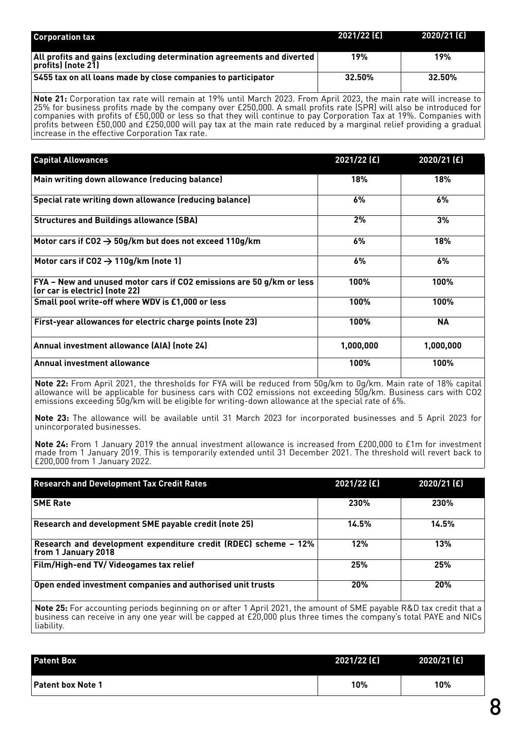| Corporation tax | 2021/22 (£) | 2020/21 (£) |
| --- | --- | --- |
| All profits and gains (excluding determination agreements and diverted profits) (note 21) | 19% | 19% |
| S455 tax on all loans made by close companies to participator | 32.50% | 32.50% |

**Note 21:** Corporation tax rate will remain at 19% until March 2023. From April 2023, the main rate will increase to 25% for business profits made by the company over £250,000. A small profits rate (SPR) will also be introduced for companies with profits of £50,000 or less so that they will continue to pay Corporation Tax at 19%. Companies with profits between £50,000 and £250,000 will pay tax at the main rate reduced by a marginal relief providing a gradual increase in the effective Corporation Tax rate.

| Capital Allowances | 2021/22 (£) | 2020/21 (£) |
| --- | --- | --- |
| Main writing down allowance (reducing balance) | 18% | 18% |
| Special rate writing down allowance (reducing balance) | 6% | 6% |
| Structures and Buildings allowance (SBA) | 2% | 3% |
| Motor cars if $CO_2$ → 50g/km but does not exceed 110g/km | 6% | 18% |
| Motor cars if $CO_2$ → 110g/km (note 1) | 6% | 6% |
| FYA – New and unused motor cars if $CO_2$ emissions are 50 g/km or less (or car is electric) (note 22) | 100% | 100% |
| Small pool write-off where WDV is £1,000 or less | 100% | 100% |
| First-year allowances for electric charge points (note 23) | 100% | NA |
| Annual investment allowance (AIA) (note 24) | 1,000,000 | 1,000,000 |
| Annual investment allowance | 100% | 100% |

**Note 22:** From April 2021, the thresholds for FYA will be reduced from 50g/km to 0g/km. Main rate of 18% capital allowance will be applicable for business cars with $CO_2$ emissions not exceeding 50g/km. Business cars with $CO_2$ emissions exceeding 50g/km will be eligible for writing-down allowance at the special rate of 6%.

**Note 23:** The allowance will be available until 31 March 2023 for incorporated businesses and 5 April 2023 for unincorporated businesses.

**Note 24:** From 1 January 2019 the annual investment allowance is increased from £200,000 to £1m for investment made from 1 January 2019. This is temporarily extended until 31 December 2021. The threshold will revert back to £200,000 from 1 January 2022.

| Research and Development Tax Credit Rates | 2021/22 (£) | 2020/21 (£) |
| --- | --- | --- |
| SME Rate | 230% | 230% |
| Research and development SME payable credit (note 25) | 14.5% | 14.5% |
| Research and development expenditure credit (RDEC) scheme – 12% from 1 January 2018 | 12% | 13% |
| Film/High-end TV/ Videogames tax relief | 25% | 25% |
| Open ended investment companies and authorised unit trusts | 20% | 20% |

**Note 25:** For accounting periods beginning on or after 1 April 2021, the amount of SME payable R&D tax credit that a business can receive in any one year will be capped at £20,000 plus three times the company's total PAYE and NICs liability.

| Patent Box | 2021/22 (£) | 2020/21 (£) |
| --- | --- | --- |
| Patent box Note 1 | 10% | 10% |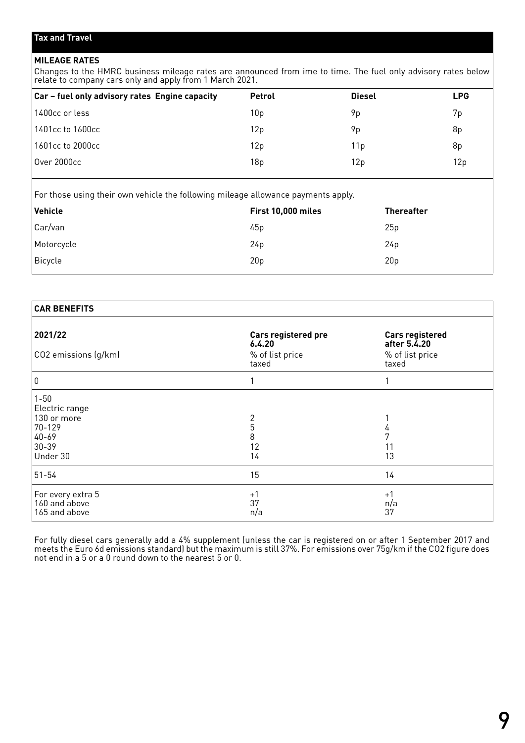## Tax and Travel

### MILEAGE RATES

Changes to the HMRC business mileage rates are announced from ime to time. The fuel only advisory rates below relate to company cars only and apply from 1 March 2021.

| Car – fuel only advisory rates Engine capacity | Petrol | Diesel | LPG |
|---|---|---|---|
| 1400cc or less | 10p | 9p | 7p |
| 1401cc to 1600cc | 12p | 9p | 8p |
| 1601cc to 2000cc | 12p | 11p | 8p |
| Over 2000cc | 18p | 12p | 12p |

For those using their own vehicle the following mileage allowance payments apply.

| Vehicle | First 10,000 miles | Thereafter |
|---|---|---|
| Car/van | 45p | 25p |
| Motorcycle | 24p | 24p |
| Bicycle | 20p | 20p |

### CAR BENEFITS

| 2021/22<br>$CO_2$ emissions (g/km) | Cars registered pre 6.4.20<br>% of list price taxed | Cars registered after 5.4.20<br>% of list price taxed |
|---|---|---|
| 0 | 1 | 1 |
| 1-50 | | |
| Electric range | | |
| 130 or more | 2 | 1 |
| 70-129 | 5 | 4 |
| 40-69 | 8 | 7 |
| 30-39 | 12 | 11 |
| Under 30 | 14 | 13 |
| 51-54 | 15 | 14 |
| For every extra 5 | +1 | +1 |
| 160 and above | 37 | n/a |
| 165 and above | n/a | 37 |

For fully diesel cars generally add a 4% supplement (unless the car is registered on or after 1 September 2017 and meets the Euro 6d emissions standard) but the maximum is still 37%. For emissions over 75g/km if the $CO_2$ figure does not end in a 5 or a 0 round down to the nearest 5 or 0.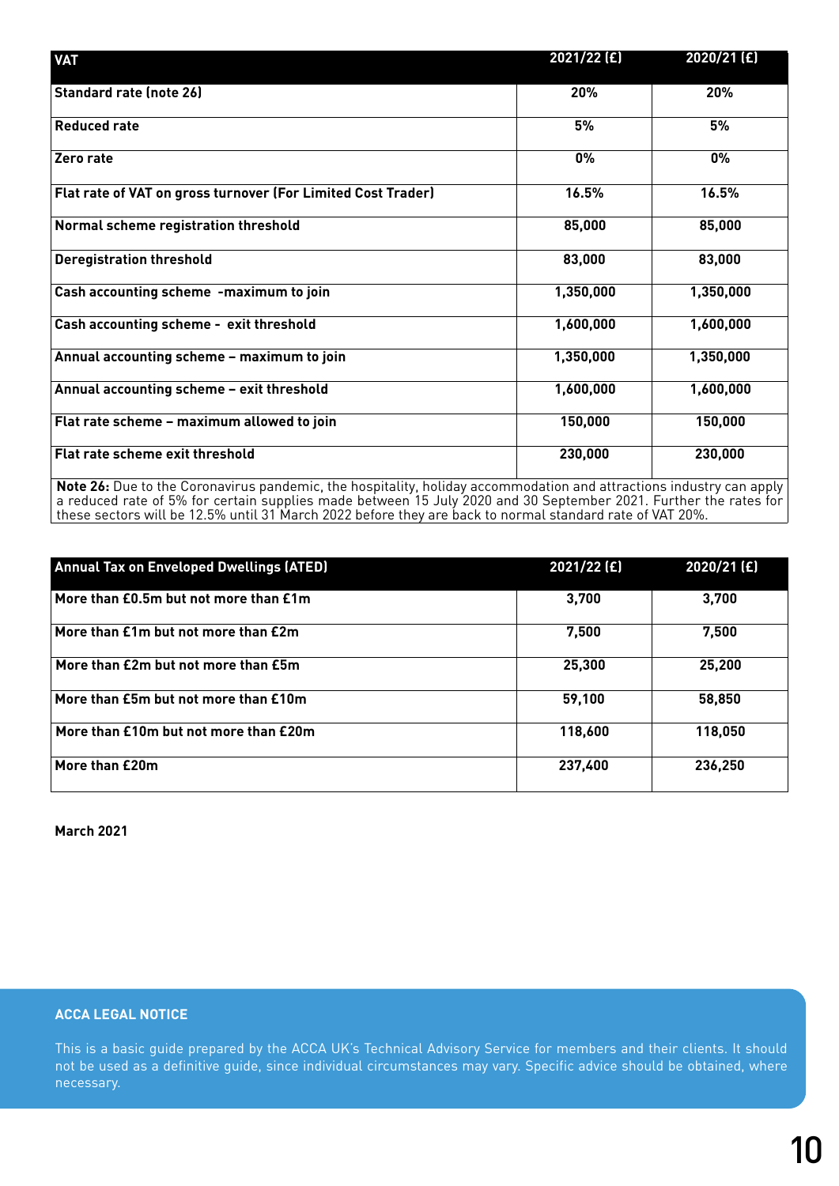| VAT | 2021/22 (£) | 2020/21 (£) |
| --- | --- | --- |
| Standard rate (note 26) | 20% | 20% |
| Reduced rate | 5% | 5% |
| Zero rate | 0% | 0% |
| Flat rate of VAT on gross turnover (For Limited Cost Trader) | 16.5% | 16.5% |
| Normal scheme registration threshold | 85,000 | 85,000 |
| Deregistration threshold | 83,000 | 83,000 |
| Cash accounting scheme -maximum to join | 1,350,000 | 1,350,000 |
| Cash accounting scheme - exit threshold | 1,600,000 | 1,600,000 |
| Annual accounting scheme – maximum to join | 1,350,000 | 1,350,000 |
| Annual accounting scheme – exit threshold | 1,600,000 | 1,600,000 |
| Flat rate scheme – maximum allowed to join | 150,000 | 150,000 |
| Flat rate scheme exit threshold | 230,000 | 230,000 |

**Note 26:** Due to the Coronavirus pandemic, the hospitality, holiday accommodation and attractions industry can apply a reduced rate of 5% for certain supplies made between 15 July 2020 and 30 September 2021. Further the rates for these sectors will be 12.5% until 31 March 2022 before they are back to normal standard rate of VAT 20%.

| Annual Tax on Enveloped Dwellings (ATED) | 2021/22 (£) | 2020/21 (£) |
| --- | --- | --- |
| More than £0.5m but not more than £1m | 3,700 | 3,700 |
| More than £1m but not more than £2m | 7,500 | 7,500 |
| More than £2m but not more than £5m | 25,300 | 25,200 |
| More than £5m but not more than £10m | 59,100 | 58,850 |
| More than £10m but not more than £20m | 118,600 | 118,050 |
| More than £20m | 237,400 | 236,250 |

**March 2021**

**ACCA LEGAL NOTICE**

This is a basic guide prepared by the ACCA UK's Technical Advisory Service for members and their clients. It should not be used as a definitive guide, since individual circumstances may vary. Specific advice should be obtained, where necessary.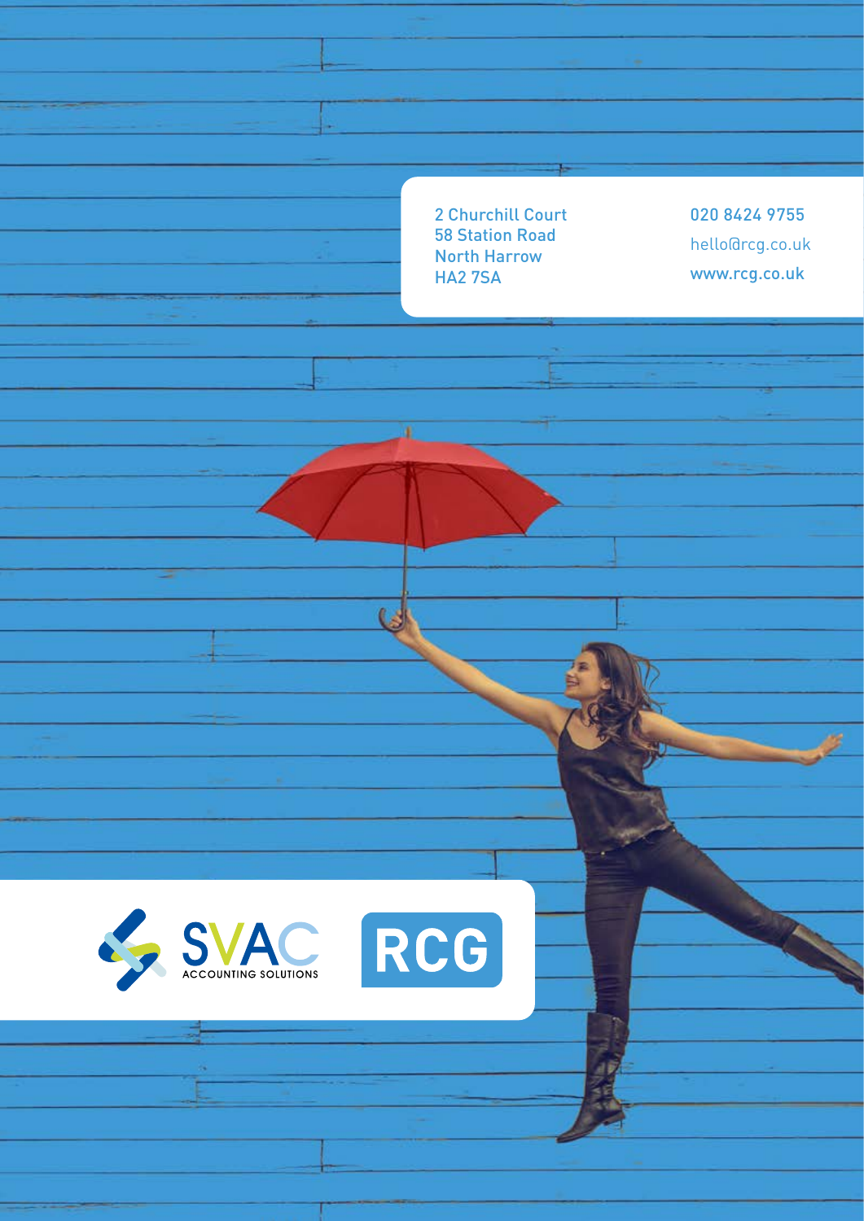2 Churchill Court
58 Station Road
North Harrow
HA2 7SA

020 8424 9755
hello@rcg.co.uk
www.rcg.co.uk

SVAC ACCOUNTING SOLUTIONS

RCG